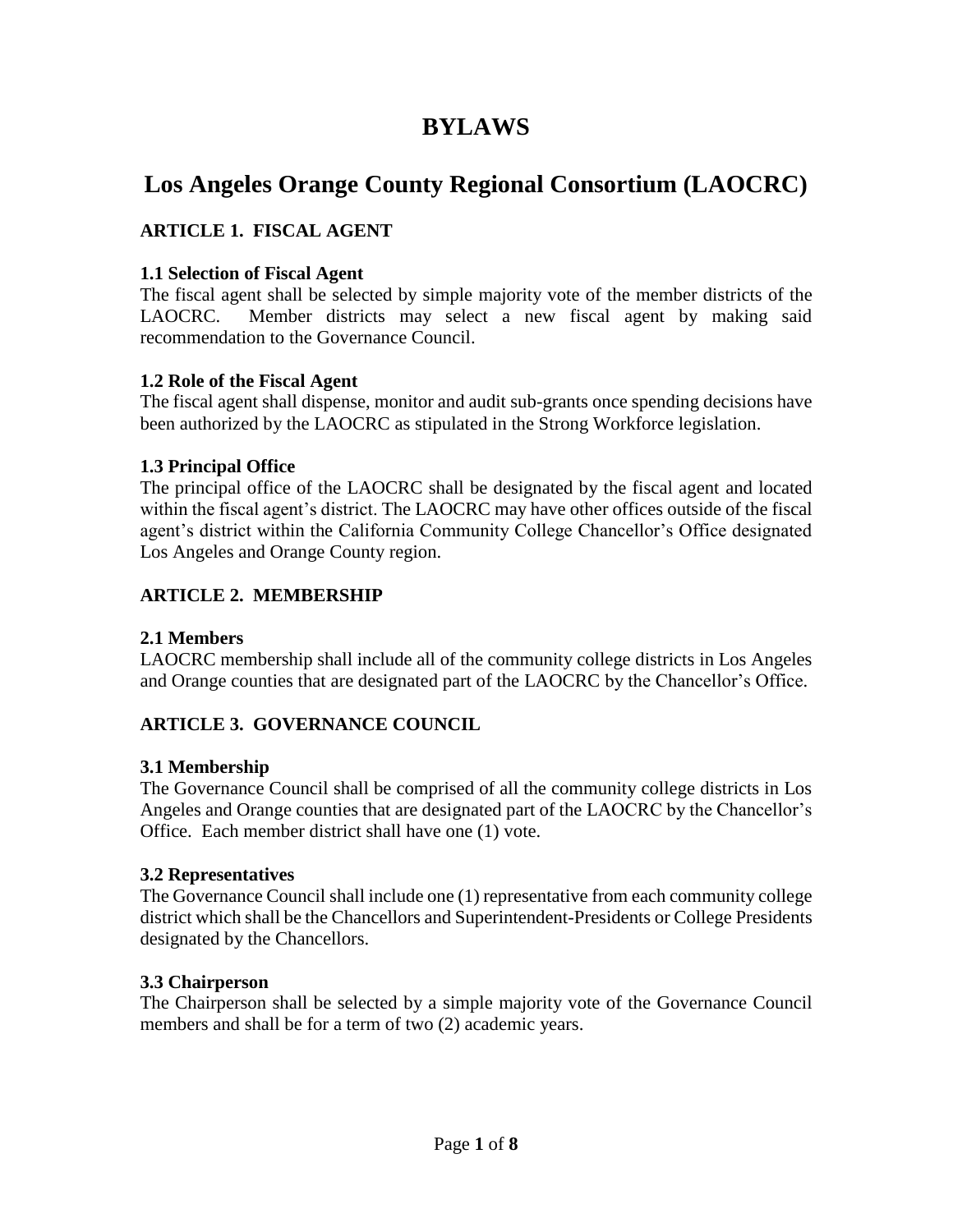# BYLAWS

# Los Angeles Orange County Regional Consortium (LAOCRC)

## ARTICLE 1. FISCAL AGENT

### 1.1 Selection of Fiscal Agent

The fiscal agent shall be selected by simple majority vote of the member districts of the LAOCRC. Member districts may select a new fiscal agent by making said recommendation to the Governance Council.

### 1.2 Role of the Fiscal Agent

The fiscal agent shall dispense, monitor and audit sub-grants once spending decisions have been authorized by the LAOCRC as stipulated in the Strong Workforce legislation.

### 1.3 Principal Office

The principal office of the LAOCRC shall be designated by the fiscal agent and located within the fiscal agent's district. The LAOCRC may have other offices outside of the fiscal agent's district within the California Community College Chancellor's Office designated Los Angeles and Orange County region.

## ARTICLE 2. MEMBERSHIP

### 2.1 Members

LAOCRC membership shall include all of the community college districts in Los Angeles and Orange counties that are designated part of the LAOCRC by the Chancellor's Office.

## ARTICLE 3. GOVERNANCE COUNCIL

### 3.1 Membership

The Governance Council shall be comprised of all the community college districts in Los Angeles and Orange counties that are designated part of the LAOCRC by the Chancellor's Office. Each member district shall have one (1) vote.

### 3.2 Representatives

The Governance Council shall include one (1) representative from each community college district which shall be the Chancellors and Superintendent-Presidents or College Presidents designated by the Chancellors.

### 3.3 Chairperson

The Chairperson shall be selected by a simple majority vote of the Governance Council members and shall be for a term of two (2) academic years.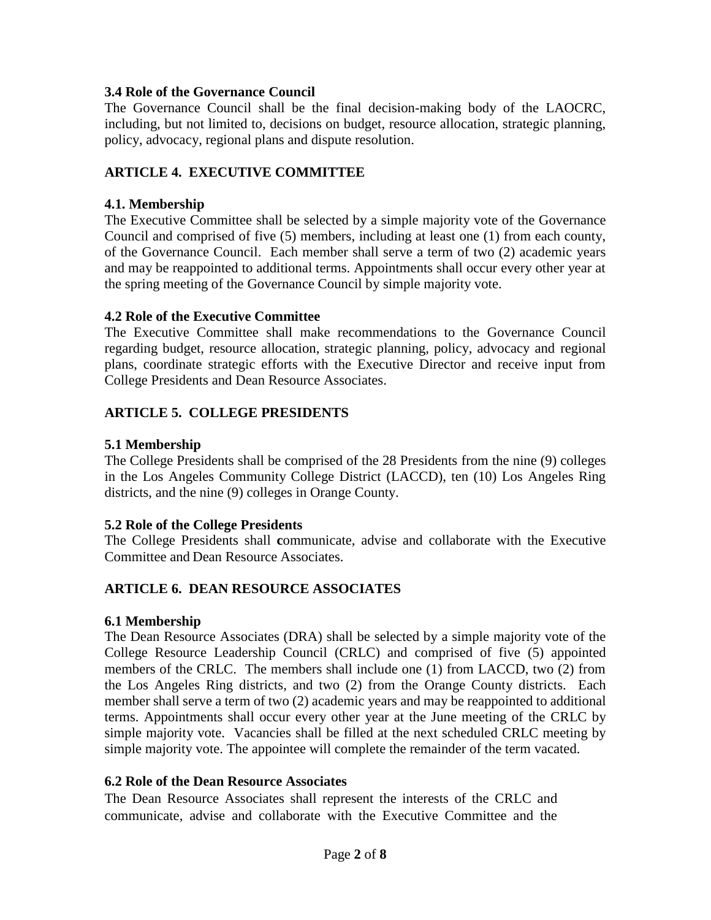### 3.4 Role of the Governance Council

The Governance Council shall be the final decision-making body of the LAOCRC, including, but not limited to, decisions on budget, resource allocation, strategic planning, policy, advocacy, regional plans and dispute resolution.

## ARTICLE 4. EXECUTIVE COMMITTEE

### 4.1. Membership

The Executive Committee shall be selected by a simple majority vote of the Governance Council and comprised of five (5) members, including at least one (1) from each county, of the Governance Council. Each member shall serve a term of two (2) academic years and may be reappointed to additional terms. Appointments shall occur every other year at the spring meeting of the Governance Council by simple majority vote.

### 4.2 Role of the Executive Committee

The Executive Committee shall make recommendations to the Governance Council regarding budget, resource allocation, strategic planning, policy, advocacy and regional plans, coordinate strategic efforts with the Executive Director and receive input from College Presidents and Dean Resource Associates.

## ARTICLE 5. COLLEGE PRESIDENTS

### 5.1 Membership

The College Presidents shall be comprised of the 28 Presidents from the nine (9) colleges in the Los Angeles Community College District (LACCD), ten (10) Los Angeles Ring districts, and the nine (9) colleges in Orange County.

### 5.2 Role of the College Presidents

The College Presidents shall **c**ommunicate, advise and collaborate with the Executive Committee and Dean Resource Associates.

## ARTICLE 6. DEAN RESOURCE ASSOCIATES

### 6.1 Membership

The Dean Resource Associates (DRA) shall be selected by a simple majority vote of the College Resource Leadership Council (CRLC) and comprised of five (5) appointed members of the CRLC. The members shall include one (1) from LACCD, two (2) from the Los Angeles Ring districts, and two (2) from the Orange County districts. Each member shall serve a term of two (2) academic years and may be reappointed to additional terms. Appointments shall occur every other year at the June meeting of the CRLC by simple majority vote. Vacancies shall be filled at the next scheduled CRLC meeting by simple majority vote. The appointee will complete the remainder of the term vacated.

### 6.2 Role of the Dean Resource Associates

The Dean Resource Associates shall represent the interests of the CRLC and communicate, advise and collaborate with the Executive Committee and the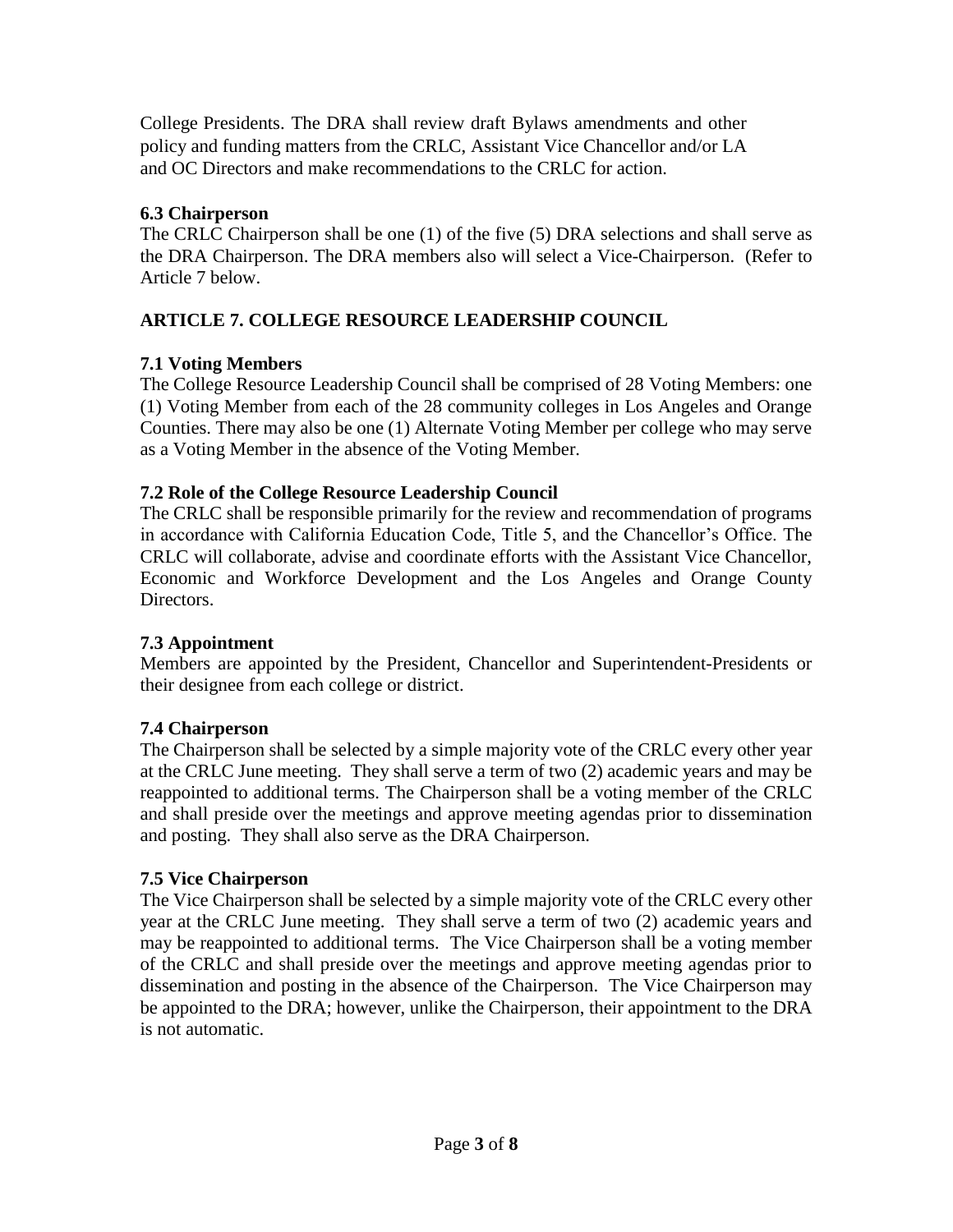College Presidents. The DRA shall review draft Bylaws amendments and other policy and funding matters from the CRLC, Assistant Vice Chancellor and/or LA and OC Directors and make recommendations to the CRLC for action.

### 6.3 Chairperson

The CRLC Chairperson shall be one (1) of the five (5) DRA selections and shall serve as the DRA Chairperson. The DRA members also will select a Vice-Chairperson. (Refer to Article 7 below.

## ARTICLE 7. COLLEGE RESOURCE LEADERSHIP COUNCIL

### 7.1 Voting Members

The College Resource Leadership Council shall be comprised of 28 Voting Members: one (1) Voting Member from each of the 28 community colleges in Los Angeles and Orange Counties. There may also be one (1) Alternate Voting Member per college who may serve as a Voting Member in the absence of the Voting Member.

### 7.2 Role of the College Resource Leadership Council

The CRLC shall be responsible primarily for the review and recommendation of programs in accordance with California Education Code, Title 5, and the Chancellor's Office. The CRLC will collaborate, advise and coordinate efforts with the Assistant Vice Chancellor, Economic and Workforce Development and the Los Angeles and Orange County Directors.

### 7.3 Appointment

Members are appointed by the President, Chancellor and Superintendent-Presidents or their designee from each college or district.

### 7.4 Chairperson

The Chairperson shall be selected by a simple majority vote of the CRLC every other year at the CRLC June meeting. They shall serve a term of two (2) academic years and may be reappointed to additional terms. The Chairperson shall be a voting member of the CRLC and shall preside over the meetings and approve meeting agendas prior to dissemination and posting. They shall also serve as the DRA Chairperson.

### 7.5 Vice Chairperson

The Vice Chairperson shall be selected by a simple majority vote of the CRLC every other year at the CRLC June meeting. They shall serve a term of two (2) academic years and may be reappointed to additional terms. The Vice Chairperson shall be a voting member of the CRLC and shall preside over the meetings and approve meeting agendas prior to dissemination and posting in the absence of the Chairperson. The Vice Chairperson may be appointed to the DRA; however, unlike the Chairperson, their appointment to the DRA is not automatic.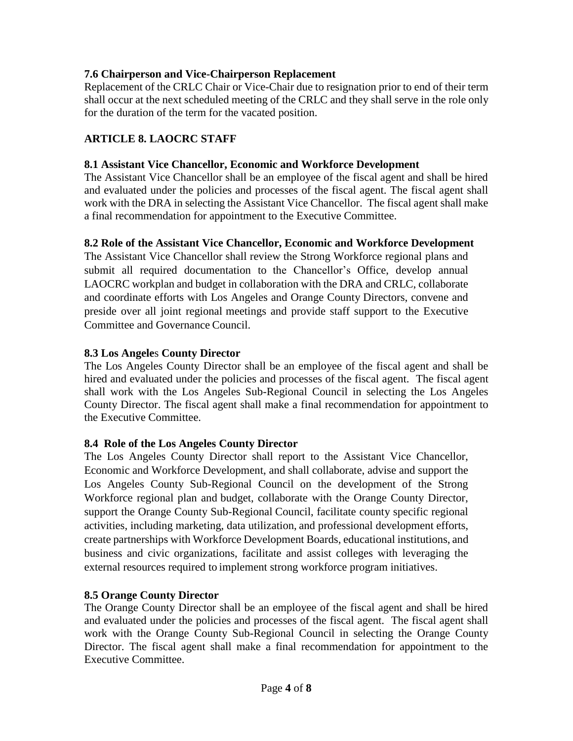### 7.6 Chairperson and Vice-Chairperson Replacement

Replacement of the CRLC Chair or Vice-Chair due to resignation prior to end of their term shall occur at the next scheduled meeting of the CRLC and they shall serve in the role only for the duration of the term for the vacated position.

## ARTICLE 8. LAOCRC STAFF

### 8.1 Assistant Vice Chancellor, Economic and Workforce Development

The Assistant Vice Chancellor shall be an employee of the fiscal agent and shall be hired and evaluated under the policies and processes of the fiscal agent. The fiscal agent shall work with the DRA in selecting the Assistant Vice Chancellor. The fiscal agent shall make a final recommendation for appointment to the Executive Committee.

### 8.2 Role of the Assistant Vice Chancellor, Economic and Workforce Development

The Assistant Vice Chancellor shall review the Strong Workforce regional plans and submit all required documentation to the Chancellor's Office, develop annual LAOCRC workplan and budget in collaboration with the DRA and CRLC, collaborate and coordinate efforts with Los Angeles and Orange County Directors, convene and preside over all joint regional meetings and provide staff support to the Executive Committee and Governance Council.

### 8.3 Los Angeles County Director

The Los Angeles County Director shall be an employee of the fiscal agent and shall be hired and evaluated under the policies and processes of the fiscal agent. The fiscal agent shall work with the Los Angeles Sub-Regional Council in selecting the Los Angeles County Director. The fiscal agent shall make a final recommendation for appointment to the Executive Committee.

### 8.4 Role of the Los Angeles County Director

The Los Angeles County Director shall report to the Assistant Vice Chancellor, Economic and Workforce Development, and shall collaborate, advise and support the Los Angeles County Sub-Regional Council on the development of the Strong Workforce regional plan and budget, collaborate with the Orange County Director, support the Orange County Sub-Regional Council, facilitate county specific regional activities, including marketing, data utilization, and professional development efforts, create partnerships with Workforce Development Boards, educational institutions, and business and civic organizations, facilitate and assist colleges with leveraging the external resources required to implement strong workforce program initiatives.

### 8.5 Orange County Director

The Orange County Director shall be an employee of the fiscal agent and shall be hired and evaluated under the policies and processes of the fiscal agent. The fiscal agent shall work with the Orange County Sub-Regional Council in selecting the Orange County Director. The fiscal agent shall make a final recommendation for appointment to the Executive Committee.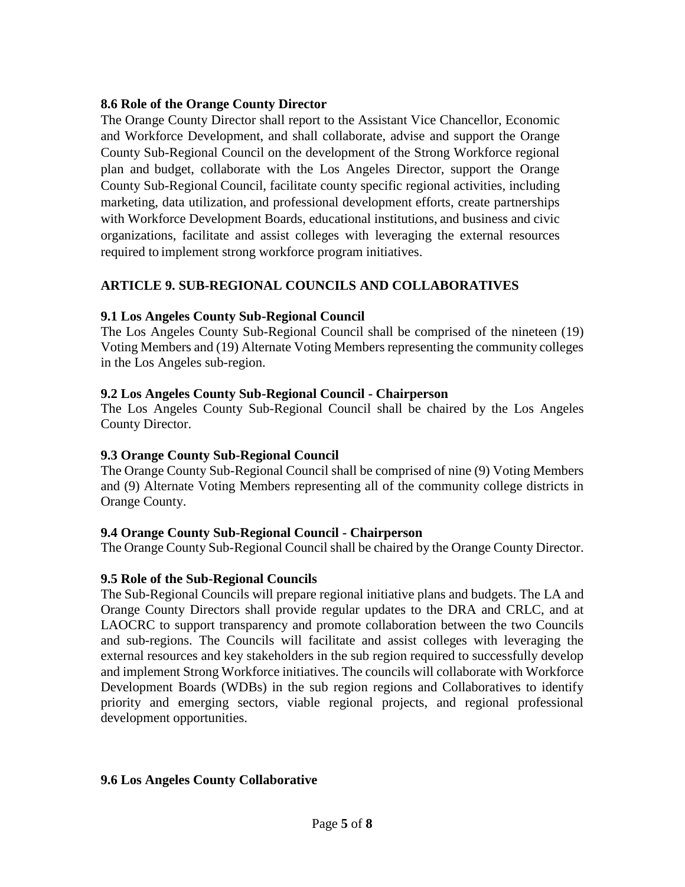### 8.6 Role of the Orange County Director

The Orange County Director shall report to the Assistant Vice Chancellor, Economic and Workforce Development, and shall collaborate, advise and support the Orange County Sub-Regional Council on the development of the Strong Workforce regional plan and budget, collaborate with the Los Angeles Director, support the Orange County Sub-Regional Council, facilitate county specific regional activities, including marketing, data utilization, and professional development efforts, create partnerships with Workforce Development Boards, educational institutions, and business and civic organizations, facilitate and assist colleges with leveraging the external resources required to implement strong workforce program initiatives.

## ARTICLE 9. SUB-REGIONAL COUNCILS AND COLLABORATIVES

### 9.1 Los Angeles County Sub-Regional Council

The Los Angeles County Sub-Regional Council shall be comprised of the nineteen (19) Voting Members and (19) Alternate Voting Members representing the community colleges in the Los Angeles sub-region.

### 9.2 Los Angeles County Sub-Regional Council - Chairperson

The Los Angeles County Sub-Regional Council shall be chaired by the Los Angeles County Director.

### 9.3 Orange County Sub-Regional Council

The Orange County Sub-Regional Council shall be comprised of nine (9) Voting Members and (9) Alternate Voting Members representing all of the community college districts in Orange County.

### 9.4 Orange County Sub-Regional Council - Chairperson

The Orange County Sub-Regional Council shall be chaired by the Orange County Director.

### 9.5 Role of the Sub-Regional Councils

The Sub-Regional Councils will prepare regional initiative plans and budgets. The LA and Orange County Directors shall provide regular updates to the DRA and CRLC, and at LAOCRC to support transparency and promote collaboration between the two Councils and sub-regions. The Councils will facilitate and assist colleges with leveraging the external resources and key stakeholders in the sub region required to successfully develop and implement Strong Workforce initiatives. The councils will collaborate with Workforce Development Boards (WDBs) in the sub region regions and Collaboratives to identify priority and emerging sectors, viable regional projects, and regional professional development opportunities.

### 9.6 Los Angeles County Collaborative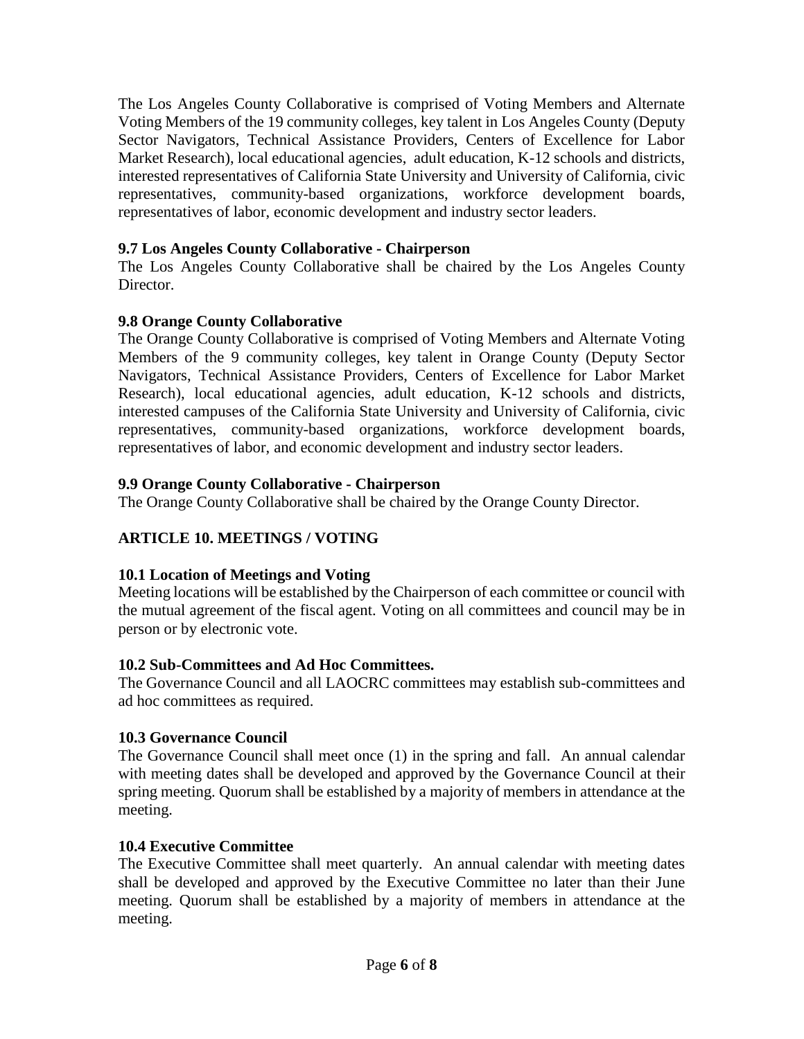The Los Angeles County Collaborative is comprised of Voting Members and Alternate Voting Members of the 19 community colleges, key talent in Los Angeles County (Deputy Sector Navigators, Technical Assistance Providers, Centers of Excellence for Labor Market Research), local educational agencies, adult education, K-12 schools and districts, interested representatives of California State University and University of California, civic representatives, community-based organizations, workforce development boards, representatives of labor, economic development and industry sector leaders.

### 9.7 Los Angeles County Collaborative - Chairperson

The Los Angeles County Collaborative shall be chaired by the Los Angeles County Director.

### 9.8 Orange County Collaborative

The Orange County Collaborative is comprised of Voting Members and Alternate Voting Members of the 9 community colleges, key talent in Orange County (Deputy Sector Navigators, Technical Assistance Providers, Centers of Excellence for Labor Market Research), local educational agencies, adult education, K-12 schools and districts, interested campuses of the California State University and University of California, civic representatives, community-based organizations, workforce development boards, representatives of labor, and economic development and industry sector leaders.

### 9.9 Orange County Collaborative - Chairperson

The Orange County Collaborative shall be chaired by the Orange County Director.

## ARTICLE 10. MEETINGS / VOTING

### 10.1 Location of Meetings and Voting

Meeting locations will be established by the Chairperson of each committee or council with the mutual agreement of the fiscal agent. Voting on all committees and council may be in person or by electronic vote.

### 10.2 Sub-Committees and Ad Hoc Committees.

The Governance Council and all LAOCRC committees may establish sub-committees and ad hoc committees as required.

### 10.3 Governance Council

The Governance Council shall meet once (1) in the spring and fall. An annual calendar with meeting dates shall be developed and approved by the Governance Council at their spring meeting. Quorum shall be established by a majority of members in attendance at the meeting.

### 10.4 Executive Committee

The Executive Committee shall meet quarterly. An annual calendar with meeting dates shall be developed and approved by the Executive Committee no later than their June meeting. Quorum shall be established by a majority of members in attendance at the meeting.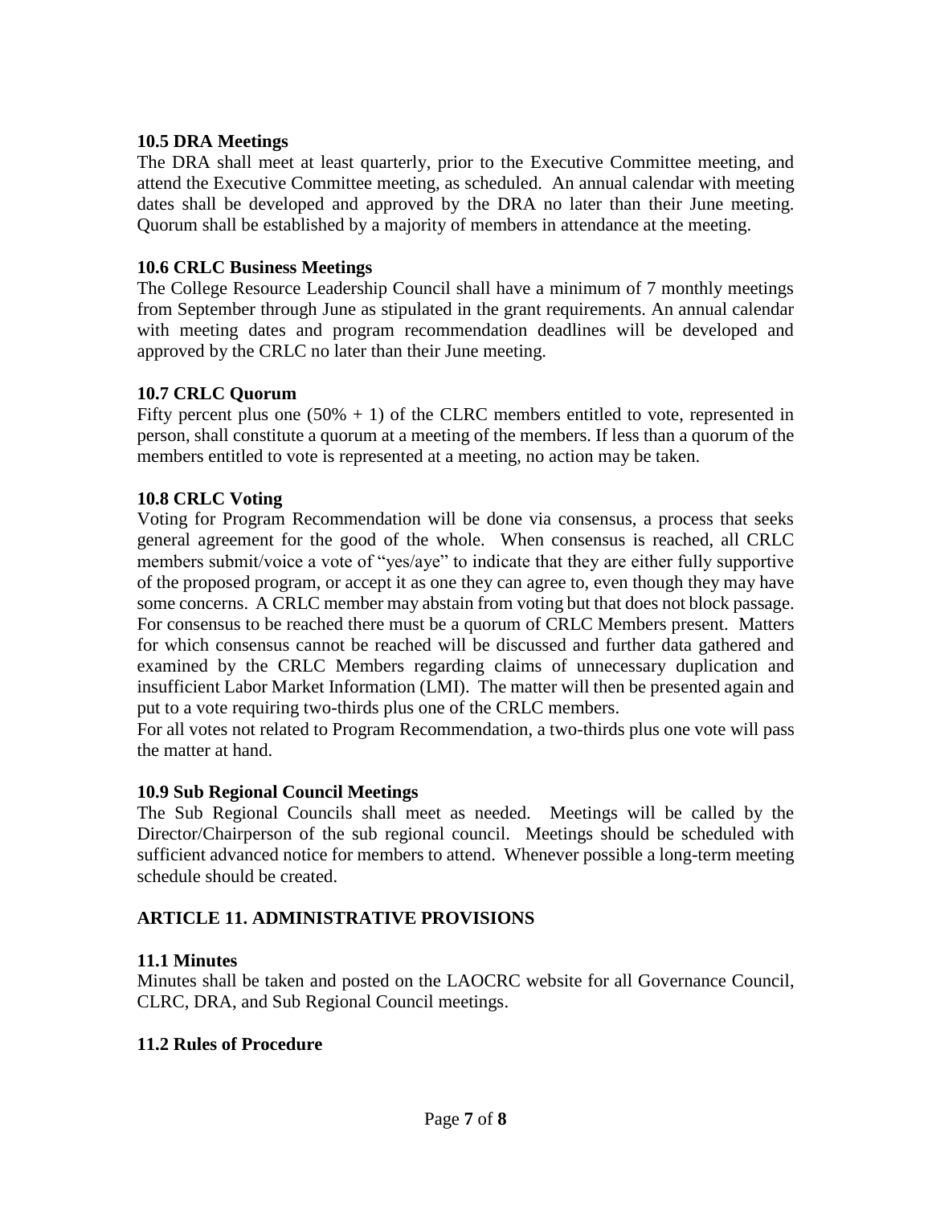### 10.5 DRA Meetings

The DRA shall meet at least quarterly, prior to the Executive Committee meeting, and attend the Executive Committee meeting, as scheduled. An annual calendar with meeting dates shall be developed and approved by the DRA no later than their June meeting. Quorum shall be established by a majority of members in attendance at the meeting.

### 10.6 CRLC Business Meetings

The College Resource Leadership Council shall have a minimum of 7 monthly meetings from September through June as stipulated in the grant requirements. An annual calendar with meeting dates and program recommendation deadlines will be developed and approved by the CRLC no later than their June meeting.

### 10.7 CRLC Quorum

Fifty percent plus one (50% + 1) of the CLRC members entitled to vote, represented in person, shall constitute a quorum at a meeting of the members. If less than a quorum of the members entitled to vote is represented at a meeting, no action may be taken.

### 10.8 CRLC Voting

Voting for Program Recommendation will be done via consensus, a process that seeks general agreement for the good of the whole. When consensus is reached, all CRLC members submit/voice a vote of "yes/aye" to indicate that they are either fully supportive of the proposed program, or accept it as one they can agree to, even though they may have some concerns. A CRLC member may abstain from voting but that does not block passage. For consensus to be reached there must be a quorum of CRLC Members present. Matters for which consensus cannot be reached will be discussed and further data gathered and examined by the CRLC Members regarding claims of unnecessary duplication and insufficient Labor Market Information (LMI). The matter will then be presented again and put to a vote requiring two-thirds plus one of the CRLC members.

For all votes not related to Program Recommendation, a two-thirds plus one vote will pass the matter at hand.

### 10.9 Sub Regional Council Meetings

The Sub Regional Councils shall meet as needed. Meetings will be called by the Director/Chairperson of the sub regional council. Meetings should be scheduled with sufficient advanced notice for members to attend. Whenever possible a long-term meeting schedule should be created.

## ARTICLE 11. ADMINISTRATIVE PROVISIONS

### 11.1 Minutes

Minutes shall be taken and posted on the LAOCRC website for all Governance Council, CLRC, DRA, and Sub Regional Council meetings.

### 11.2 Rules of Procedure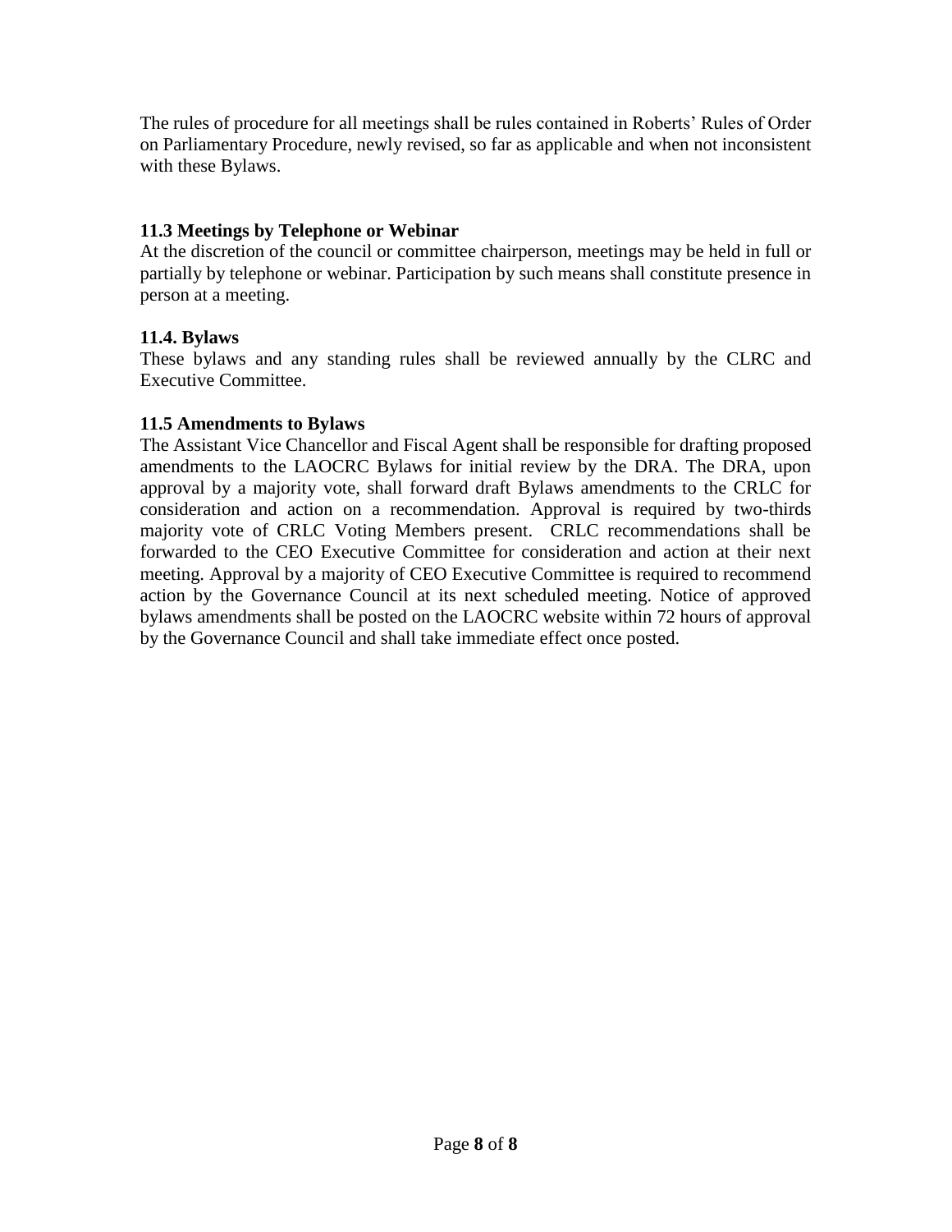The rules of procedure for all meetings shall be rules contained in Roberts' Rules of Order on Parliamentary Procedure, newly revised, so far as applicable and when not inconsistent with these Bylaws.

### 11.3 Meetings by Telephone or Webinar

At the discretion of the council or committee chairperson, meetings may be held in full or partially by telephone or webinar. Participation by such means shall constitute presence in person at a meeting.

### 11.4. Bylaws

These bylaws and any standing rules shall be reviewed annually by the CLRC and Executive Committee.

### 11.5 Amendments to Bylaws

The Assistant Vice Chancellor and Fiscal Agent shall be responsible for drafting proposed amendments to the LAOCRC Bylaws for initial review by the DRA. The DRA, upon approval by a majority vote, shall forward draft Bylaws amendments to the CRLC for consideration and action on a recommendation. Approval is required by two-thirds majority vote of CRLC Voting Members present. CRLC recommendations shall be forwarded to the CEO Executive Committee for consideration and action at their next meeting. Approval by a majority of CEO Executive Committee is required to recommend action by the Governance Council at its next scheduled meeting. Notice of approved bylaws amendments shall be posted on the LAOCRC website within 72 hours of approval by the Governance Council and shall take immediate effect once posted.